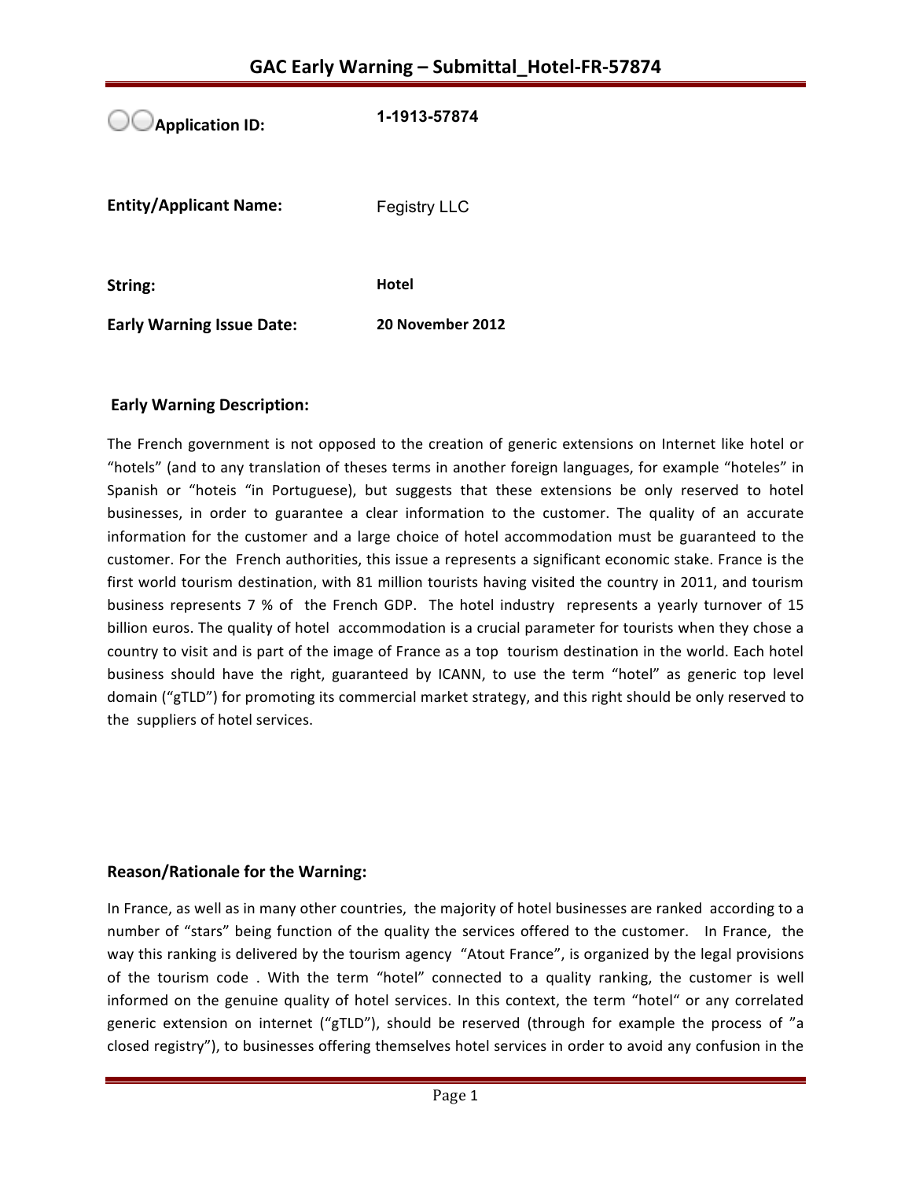# GAC Early Warning – Submittal_Hotel-FR-57874

| | |
|---|---|
| **Application ID:** | **1-1913-57874** |
| **Entity/Applicant Name:** | Fegistry LLC |
| **String:** | **Hotel** |
| **Early Warning Issue Date:** | **20 November 2012** |

## Early Warning Description:

The French government is not opposed to the creation of generic extensions on Internet like hotel or "hotels" (and to any translation of theses terms in another foreign languages, for example "hoteles" in Spanish or "hoteis "in Portuguese), but suggests that these extensions be only reserved to hotel businesses, in order to guarantee a clear information to the customer. The quality of an accurate information for the customer and a large choice of hotel accommodation must be guaranteed to the customer. For the French authorities, this issue a represents a significant economic stake. France is the first world tourism destination, with 81 million tourists having visited the country in 2011, and tourism business represents 7 % of the French GDP. The hotel industry represents a yearly turnover of 15 billion euros. The quality of hotel accommodation is a crucial parameter for tourists when they chose a country to visit and is part of the image of France as a top tourism destination in the world. Each hotel business should have the right, guaranteed by ICANN, to use the term "hotel" as generic top level domain ("gTLD") for promoting its commercial market strategy, and this right should be only reserved to the suppliers of hotel services.

## Reason/Rationale for the Warning:

In France, as well as in many other countries, the majority of hotel businesses are ranked according to a number of "stars" being function of the quality the services offered to the customer. In France, the way this ranking is delivered by the tourism agency "Atout France", is organized by the legal provisions of the tourism code . With the term "hotel" connected to a quality ranking, the customer is well informed on the genuine quality of hotel services. In this context, the term "hotel" or any correlated generic extension on internet ("gTLD"), should be reserved (through for example the process of "a closed registry"), to businesses offering themselves hotel services in order to avoid any confusion in the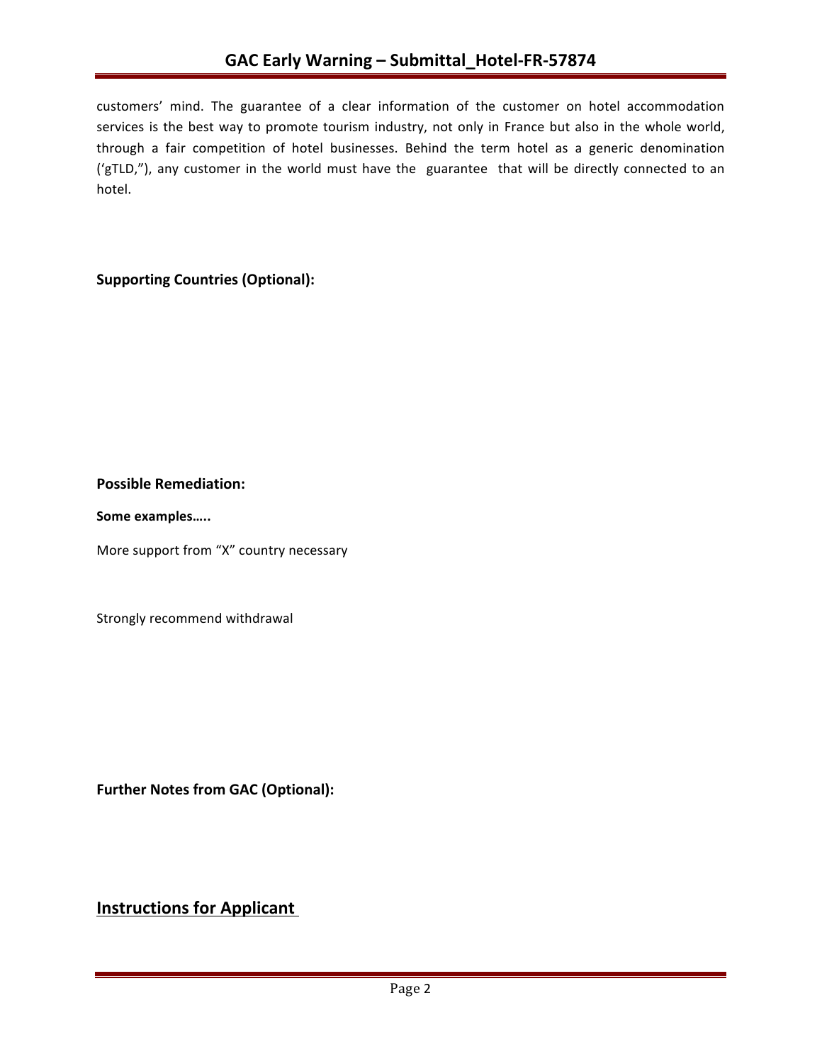customers' mind. The guarantee of a clear information of the customer on hotel accommodation services is the best way to promote tourism industry, not only in France but also in the whole world, through a fair competition of hotel businesses. Behind the term hotel as a generic denomination ('gTLD,"), any customer in the world must have the guarantee that will be directly connected to an hotel.

**Supporting Countries (Optional):**

**Possible Remediation:**

**Some examples…..**

More support from "X" country necessary

Strongly recommend withdrawal

**Further Notes from GAC (Optional):**

## Instructions for Applicant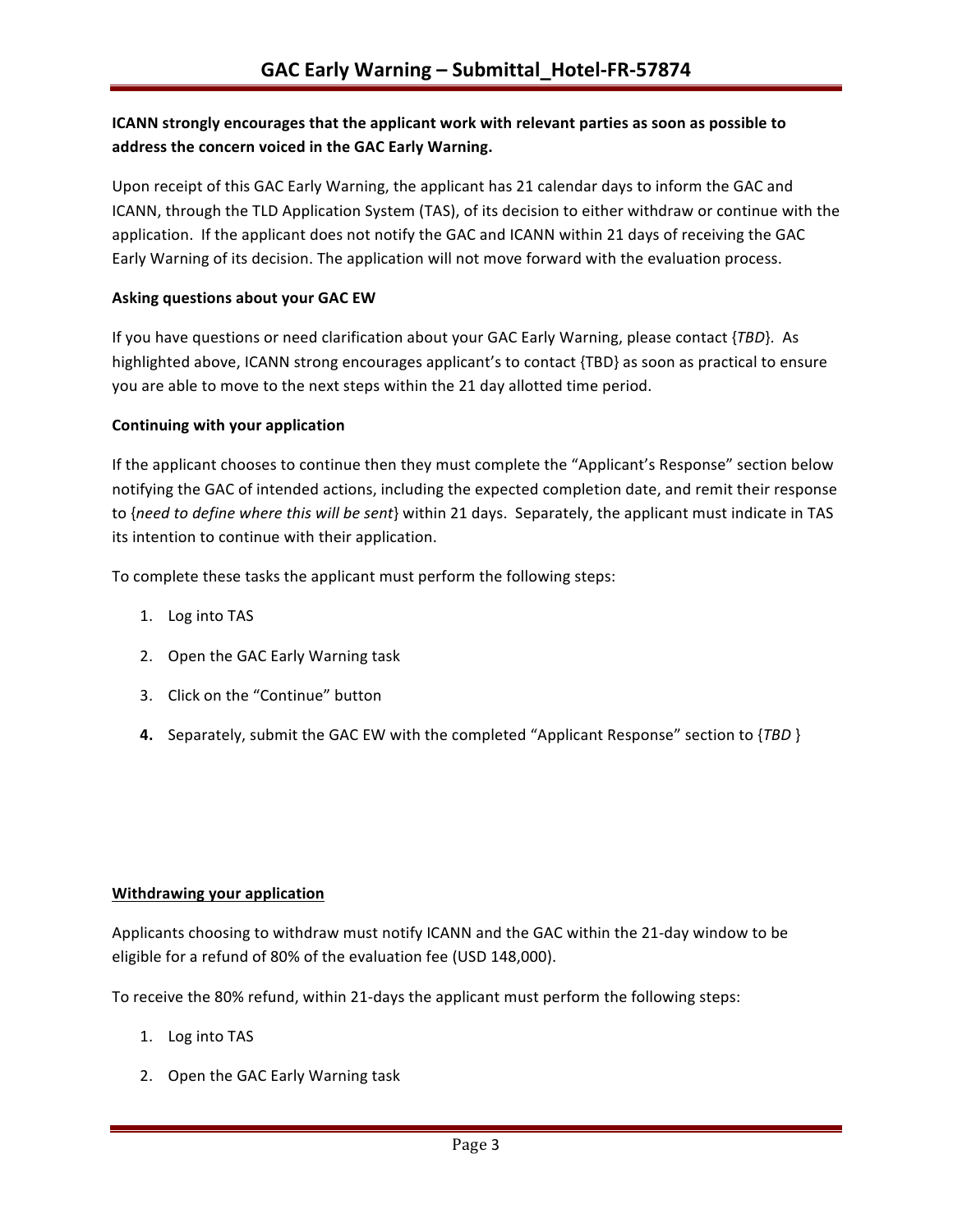**ICANN strongly encourages that the applicant work with relevant parties as soon as possible to address the concern voiced in the GAC Early Warning.**

Upon receipt of this GAC Early Warning, the applicant has 21 calendar days to inform the GAC and ICANN, through the TLD Application System (TAS), of its decision to either withdraw or continue with the application. If the applicant does not notify the GAC and ICANN within 21 days of receiving the GAC Early Warning of its decision. The application will not move forward with the evaluation process.

**Asking questions about your GAC EW**

If you have questions or need clarification about your GAC Early Warning, please contact {*TBD*}. As highlighted above, ICANN strong encourages applicant's to contact {TBD} as soon as practical to ensure you are able to move to the next steps within the 21 day allotted time period.

**Continuing with your application**

If the applicant chooses to continue then they must complete the "Applicant's Response" section below notifying the GAC of intended actions, including the expected completion date, and remit their response to {*need to define where this will be sent*} within 21 days. Separately, the applicant must indicate in TAS its intention to continue with their application.

To complete these tasks the applicant must perform the following steps:

1. Log into TAS
2. Open the GAC Early Warning task
3. Click on the "Continue" button
4. Separately, submit the GAC EW with the completed "Applicant Response" section to {*TBD* }

**Withdrawing your application**

Applicants choosing to withdraw must notify ICANN and the GAC within the 21-day window to be eligible for a refund of 80% of the evaluation fee (USD 148,000).

To receive the 80% refund, within 21-days the applicant must perform the following steps:

1. Log into TAS
2. Open the GAC Early Warning task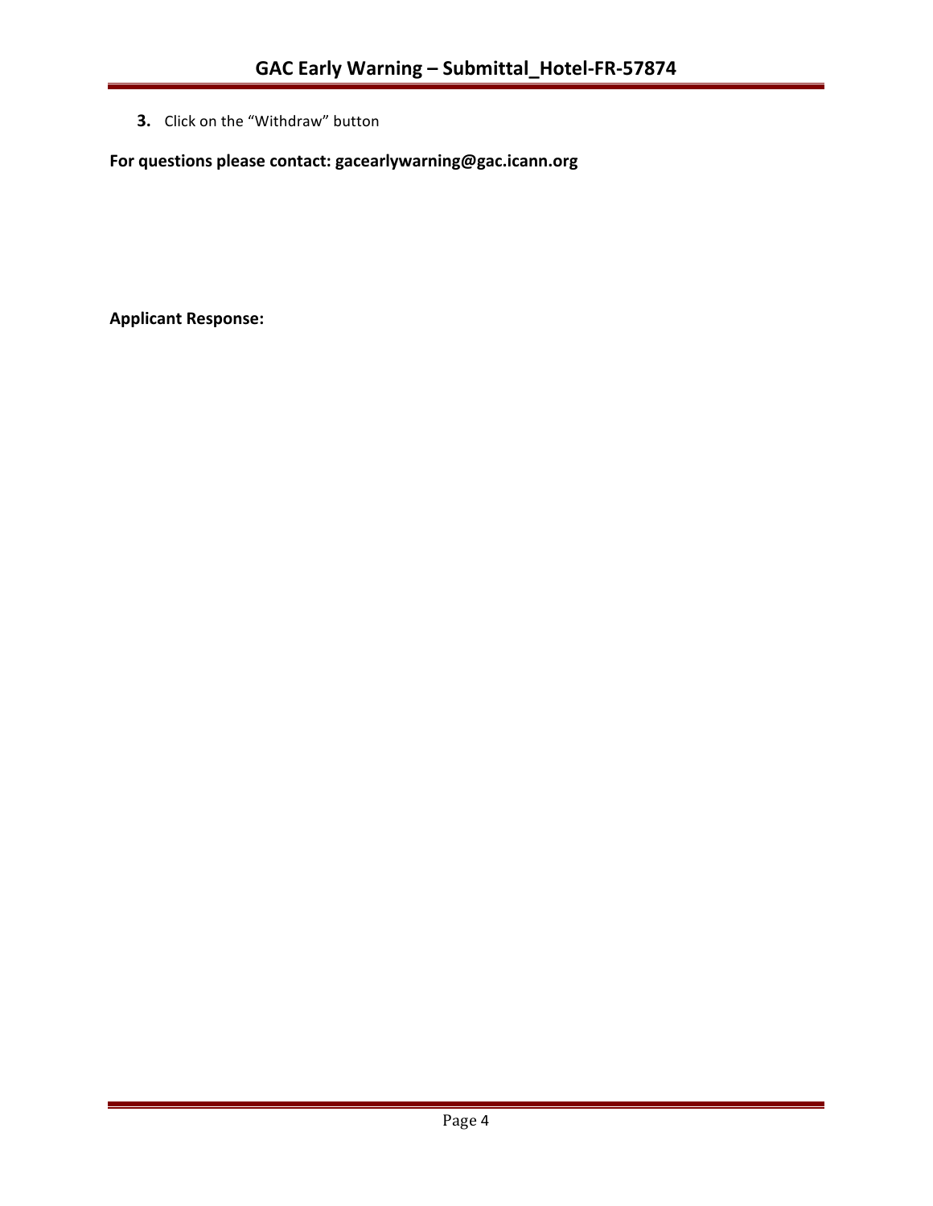3. Click on the "Withdraw" button

**For questions please contact: gacearlywarning@gac.icann.org**

**Applicant Response:**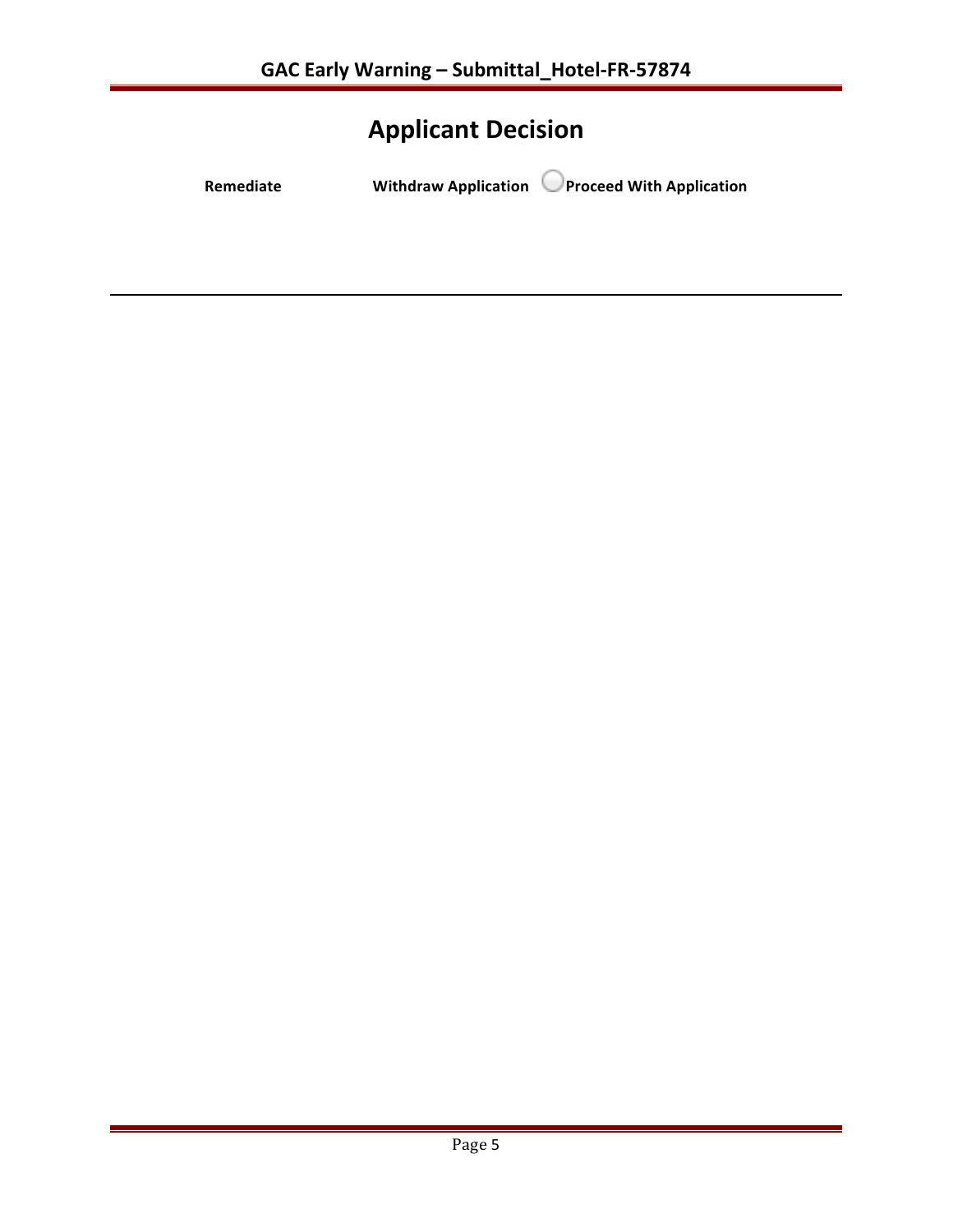# Applicant Decision

**Remediate** **Withdraw Application** ○ **Proceed With Application**